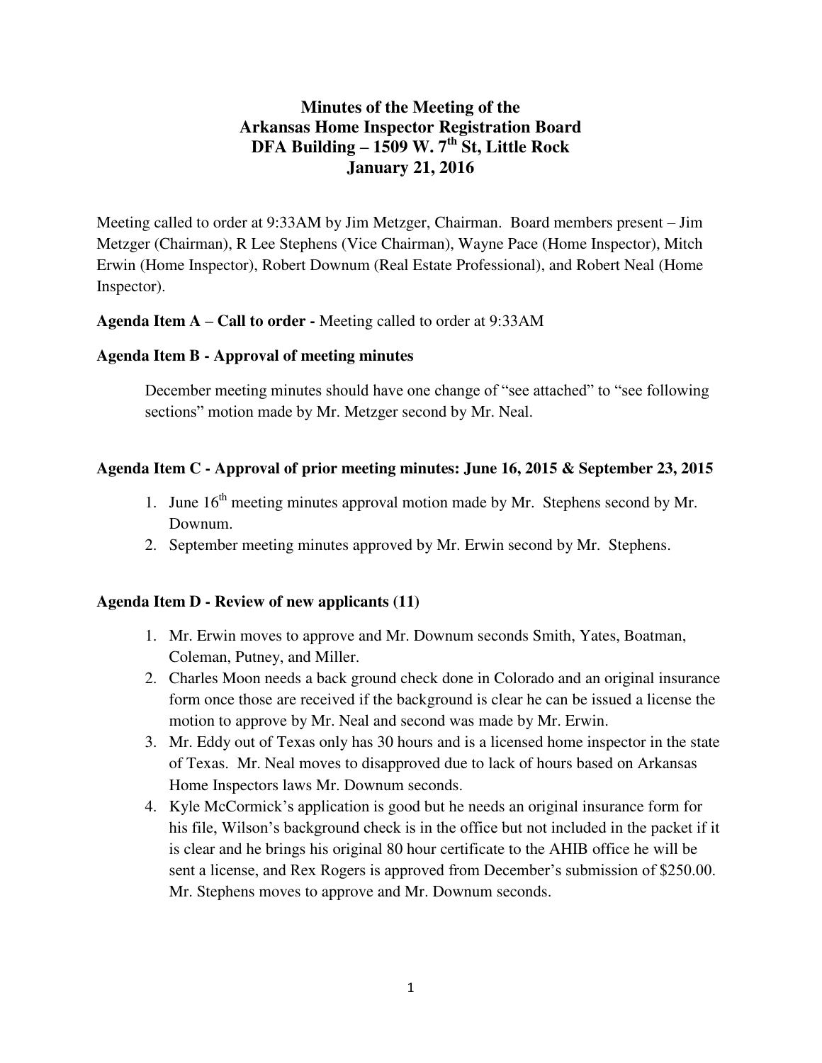# Minutes of the Meeting of the Arkansas Home Inspector Registration Board DFA Building – 1509 W. 7th St, Little Rock January 21, 2016

Meeting called to order at 9:33AM by Jim Metzger, Chairman. Board members present – Jim Metzger (Chairman), R Lee Stephens (Vice Chairman), Wayne Pace (Home Inspector), Mitch Erwin (Home Inspector), Robert Downum (Real Estate Professional), and Robert Neal (Home Inspector).

**Agenda Item A – Call to order -** Meeting called to order at 9:33AM

**Agenda Item B - Approval of meeting minutes**

December meeting minutes should have one change of "see attached" to "see following sections" motion made by Mr. Metzger second by Mr. Neal.

**Agenda Item C - Approval of prior meeting minutes: June 16, 2015 & September 23, 2015**

1. June 16th meeting minutes approval motion made by Mr. Stephens second by Mr. Downum.
2. September meeting minutes approved by Mr. Erwin second by Mr. Stephens.

**Agenda Item D - Review of new applicants (11)**

1. Mr. Erwin moves to approve and Mr. Downum seconds Smith, Yates, Boatman, Coleman, Putney, and Miller.
2. Charles Moon needs a back ground check done in Colorado and an original insurance form once those are received if the background is clear he can be issued a license the motion to approve by Mr. Neal and second was made by Mr. Erwin.
3. Mr. Eddy out of Texas only has 30 hours and is a licensed home inspector in the state of Texas. Mr. Neal moves to disapproved due to lack of hours based on Arkansas Home Inspectors laws Mr. Downum seconds.
4. Kyle McCormick's application is good but he needs an original insurance form for his file, Wilson's background check is in the office but not included in the packet if it is clear and he brings his original 80 hour certificate to the AHIB office he will be sent a license, and Rex Rogers is approved from December's submission of $250.00. Mr. Stephens moves to approve and Mr. Downum seconds.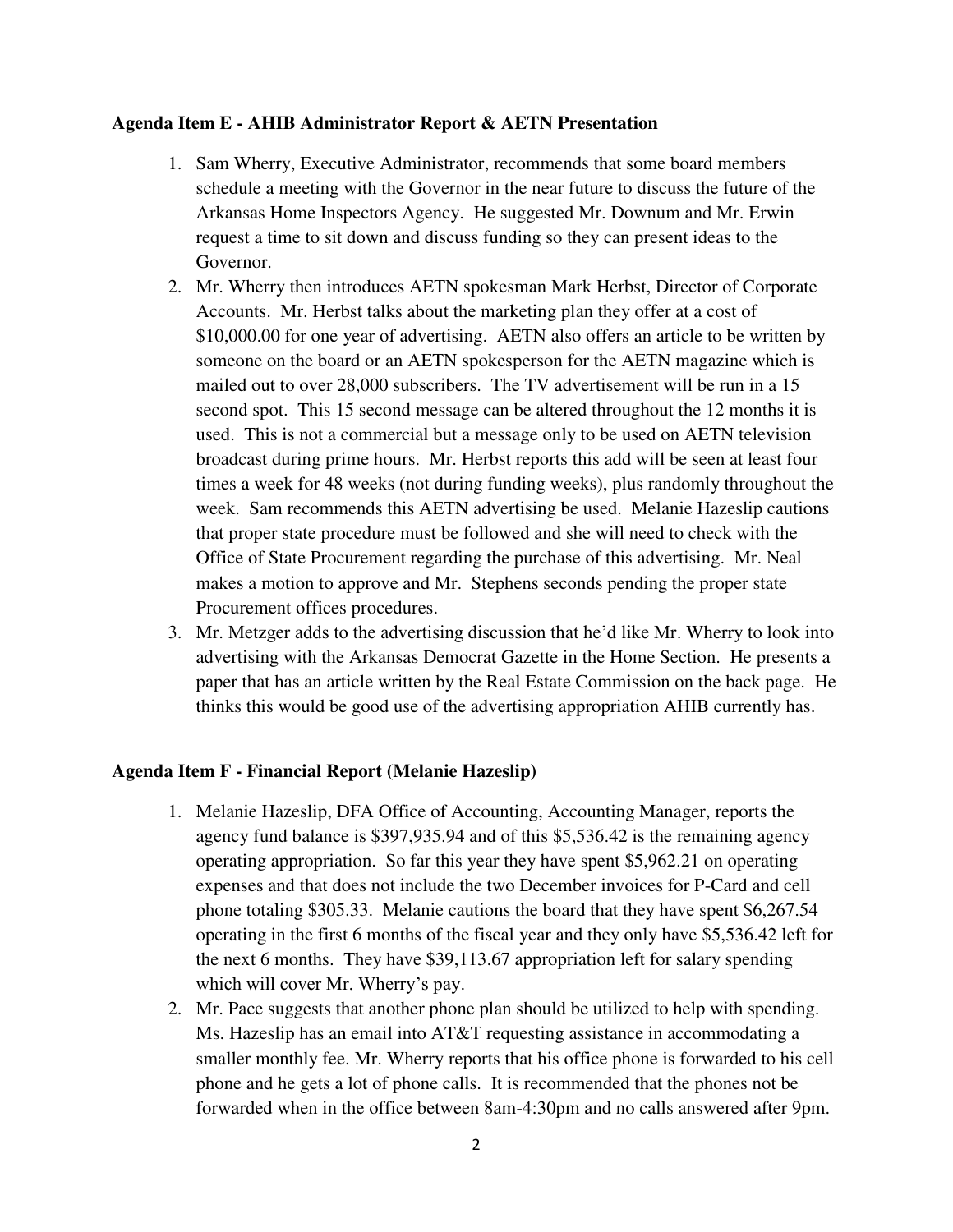**Agenda Item E - AHIB Administrator Report & AETN Presentation**

1. Sam Wherry, Executive Administrator, recommends that some board members schedule a meeting with the Governor in the near future to discuss the future of the Arkansas Home Inspectors Agency. He suggested Mr. Downum and Mr. Erwin request a time to sit down and discuss funding so they can present ideas to the Governor.
2. Mr. Wherry then introduces AETN spokesman Mark Herbst, Director of Corporate Accounts. Mr. Herbst talks about the marketing plan they offer at a cost of $10,000.00 for one year of advertising. AETN also offers an article to be written by someone on the board or an AETN spokesperson for the AETN magazine which is mailed out to over 28,000 subscribers. The TV advertisement will be run in a 15 second spot. This 15 second message can be altered throughout the 12 months it is used. This is not a commercial but a message only to be used on AETN television broadcast during prime hours. Mr. Herbst reports this add will be seen at least four times a week for 48 weeks (not during funding weeks), plus randomly throughout the week. Sam recommends this AETN advertising be used. Melanie Hazeslip cautions that proper state procedure must be followed and she will need to check with the Office of State Procurement regarding the purchase of this advertising. Mr. Neal makes a motion to approve and Mr. Stephens seconds pending the proper state Procurement offices procedures.
3. Mr. Metzger adds to the advertising discussion that he'd like Mr. Wherry to look into advertising with the Arkansas Democrat Gazette in the Home Section. He presents a paper that has an article written by the Real Estate Commission on the back page. He thinks this would be good use of the advertising appropriation AHIB currently has.

**Agenda Item F - Financial Report (Melanie Hazeslip)**

1. Melanie Hazeslip, DFA Office of Accounting, Accounting Manager, reports the agency fund balance is $397,935.94 and of this $5,536.42 is the remaining agency operating appropriation. So far this year they have spent $5,962.21 on operating expenses and that does not include the two December invoices for P-Card and cell phone totaling $305.33. Melanie cautions the board that they have spent $6,267.54 operating in the first 6 months of the fiscal year and they only have $5,536.42 left for the next 6 months. They have $39,113.67 appropriation left for salary spending which will cover Mr. Wherry's pay.
2. Mr. Pace suggests that another phone plan should be utilized to help with spending. Ms. Hazeslip has an email into AT&T requesting assistance in accommodating a smaller monthly fee. Mr. Wherry reports that his office phone is forwarded to his cell phone and he gets a lot of phone calls. It is recommended that the phones not be forwarded when in the office between 8am-4:30pm and no calls answered after 9pm.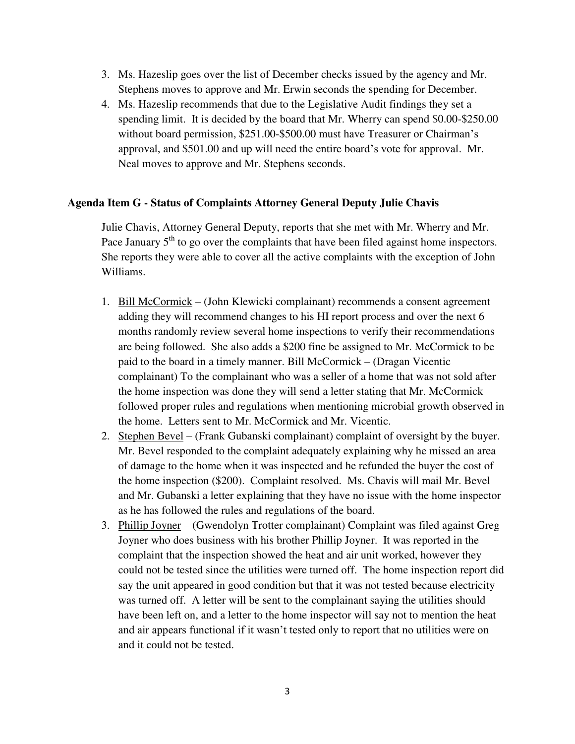3. Ms. Hazeslip goes over the list of December checks issued by the agency and Mr. Stephens moves to approve and Mr. Erwin seconds the spending for December.
4. Ms. Hazeslip recommends that due to the Legislative Audit findings they set a spending limit. It is decided by the board that Mr. Wherry can spend $0.00-$250.00 without board permission, $251.00-$500.00 must have Treasurer or Chairman's approval, and $501.00 and up will need the entire board's vote for approval. Mr. Neal moves to approve and Mr. Stephens seconds.

**Agenda Item G - Status of Complaints Attorney General Deputy Julie Chavis**

Julie Chavis, Attorney General Deputy, reports that she met with Mr. Wherry and Mr. Pace January 5th to go over the complaints that have been filed against home inspectors. She reports they were able to cover all the active complaints with the exception of John Williams.

1. Bill McCormick – (John Klewicki complainant) recommends a consent agreement adding they will recommend changes to his HI report process and over the next 6 months randomly review several home inspections to verify their recommendations are being followed. She also adds a $200 fine be assigned to Mr. McCormick to be paid to the board in a timely manner. Bill McCormick – (Dragan Vicentic complainant) To the complainant who was a seller of a home that was not sold after the home inspection was done they will send a letter stating that Mr. McCormick followed proper rules and regulations when mentioning microbial growth observed in the home. Letters sent to Mr. McCormick and Mr. Vicentic.
2. Stephen Bevel – (Frank Gubanski complainant) complaint of oversight by the buyer. Mr. Bevel responded to the complaint adequately explaining why he missed an area of damage to the home when it was inspected and he refunded the buyer the cost of the home inspection ($200). Complaint resolved. Ms. Chavis will mail Mr. Bevel and Mr. Gubanski a letter explaining that they have no issue with the home inspector as he has followed the rules and regulations of the board.
3. Phillip Joyner – (Gwendolyn Trotter complainant) Complaint was filed against Greg Joyner who does business with his brother Phillip Joyner. It was reported in the complaint that the inspection showed the heat and air unit worked, however they could not be tested since the utilities were turned off. The home inspection report did say the unit appeared in good condition but that it was not tested because electricity was turned off. A letter will be sent to the complainant saying the utilities should have been left on, and a letter to the home inspector will say not to mention the heat and air appears functional if it wasn't tested only to report that no utilities were on and it could not be tested.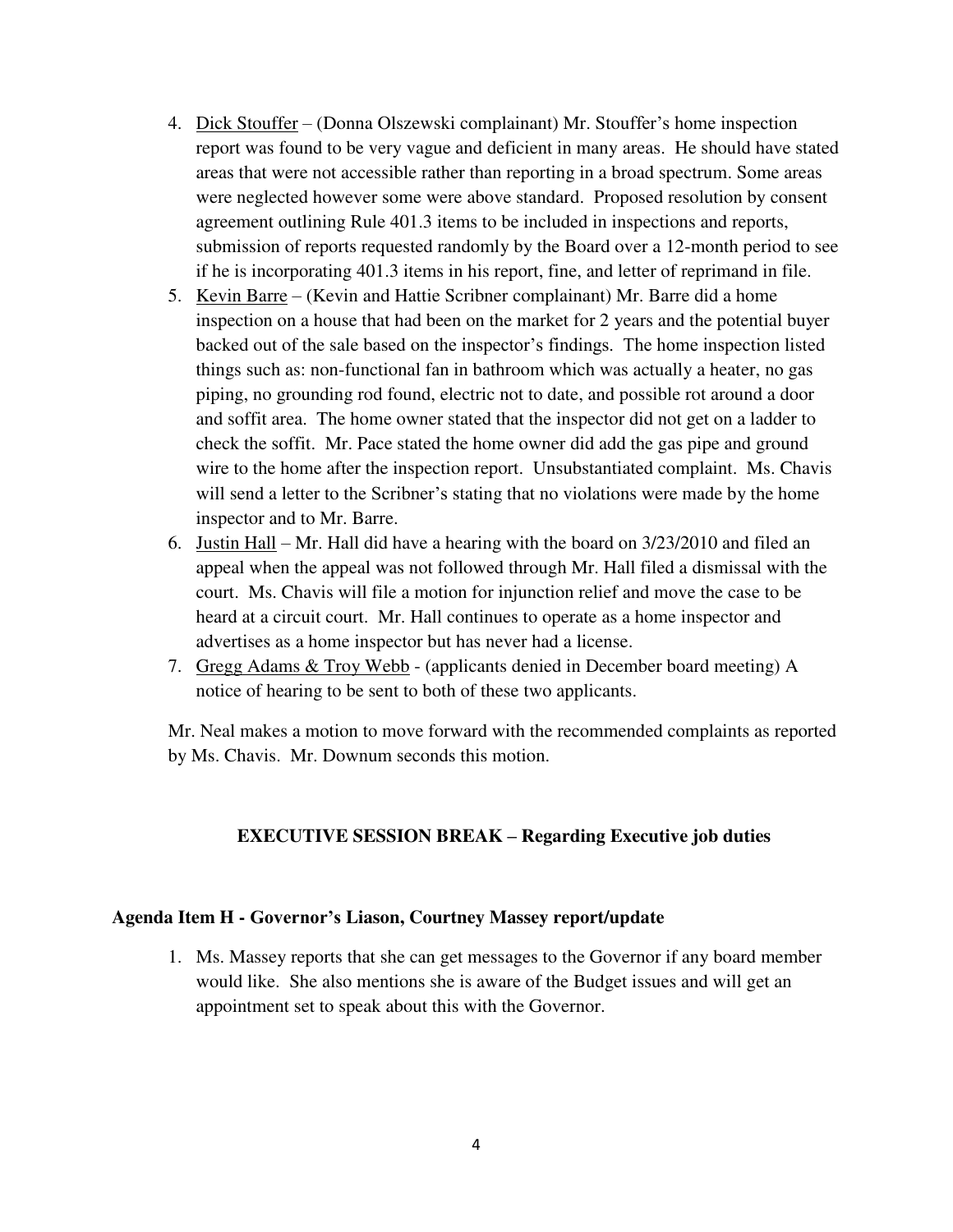4. Dick Stouffer – (Donna Olszewski complainant) Mr. Stouffer's home inspection report was found to be very vague and deficient in many areas. He should have stated areas that were not accessible rather than reporting in a broad spectrum. Some areas were neglected however some were above standard. Proposed resolution by consent agreement outlining Rule 401.3 items to be included in inspections and reports, submission of reports requested randomly by the Board over a 12-month period to see if he is incorporating 401.3 items in his report, fine, and letter of reprimand in file.
5. Kevin Barre – (Kevin and Hattie Scribner complainant) Mr. Barre did a home inspection on a house that had been on the market for 2 years and the potential buyer backed out of the sale based on the inspector's findings. The home inspection listed things such as: non-functional fan in bathroom which was actually a heater, no gas piping, no grounding rod found, electric not to date, and possible rot around a door and soffit area. The home owner stated that the inspector did not get on a ladder to check the soffit. Mr. Pace stated the home owner did add the gas pipe and ground wire to the home after the inspection report. Unsubstantiated complaint. Ms. Chavis will send a letter to the Scribner's stating that no violations were made by the home inspector and to Mr. Barre.
6. Justin Hall – Mr. Hall did have a hearing with the board on 3/23/2010 and filed an appeal when the appeal was not followed through Mr. Hall filed a dismissal with the court. Ms. Chavis will file a motion for injunction relief and move the case to be heard at a circuit court. Mr. Hall continues to operate as a home inspector and advertises as a home inspector but has never had a license.
7. Gregg Adams & Troy Webb - (applicants denied in December board meeting) A notice of hearing to be sent to both of these two applicants.

Mr. Neal makes a motion to move forward with the recommended complaints as reported by Ms. Chavis. Mr. Downum seconds this motion.

**EXECUTIVE SESSION BREAK – Regarding Executive job duties**

**Agenda Item H - Governor's Liason, Courtney Massey report/update**

1. Ms. Massey reports that she can get messages to the Governor if any board member would like. She also mentions she is aware of the Budget issues and will get an appointment set to speak about this with the Governor.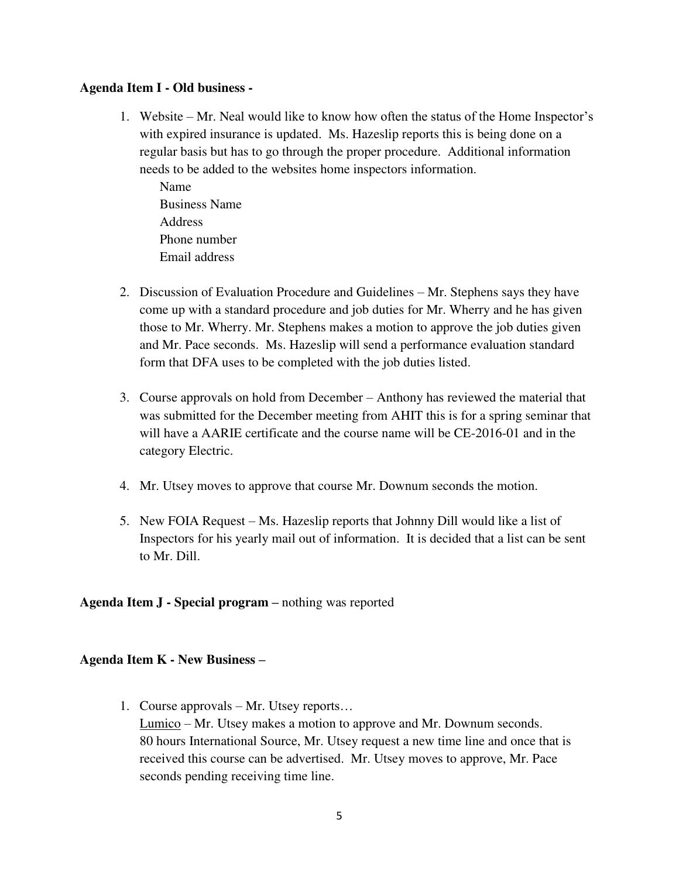**Agenda Item I - Old business -**

1. Website – Mr. Neal would like to know how often the status of the Home Inspector's with expired insurance is updated. Ms. Hazeslip reports this is being done on a regular basis but has to go through the proper procedure. Additional information needs to be added to the websites home inspectors information.
   - Name
   - Business Name
   - Address
   - Phone number
   - Email address

2. Discussion of Evaluation Procedure and Guidelines – Mr. Stephens says they have come up with a standard procedure and job duties for Mr. Wherry and he has given those to Mr. Wherry. Mr. Stephens makes a motion to approve the job duties given and Mr. Pace seconds. Ms. Hazeslip will send a performance evaluation standard form that DFA uses to be completed with the job duties listed.

3. Course approvals on hold from December – Anthony has reviewed the material that was submitted for the December meeting from AHIT this is for a spring seminar that will have a AARIE certificate and the course name will be CE-2016-01 and in the category Electric.

4. Mr. Utsey moves to approve that course Mr. Downum seconds the motion.

5. New FOIA Request – Ms. Hazeslip reports that Johnny Dill would like a list of Inspectors for his yearly mail out of information. It is decided that a list can be sent to Mr. Dill.

**Agenda Item J - Special program –** nothing was reported

**Agenda Item K - New Business –**

1. Course approvals – Mr. Utsey reports…
   Lumico – Mr. Utsey makes a motion to approve and Mr. Downum seconds.
   80 hours International Source, Mr. Utsey request a new time line and once that is received this course can be advertised. Mr. Utsey moves to approve, Mr. Pace seconds pending receiving time line.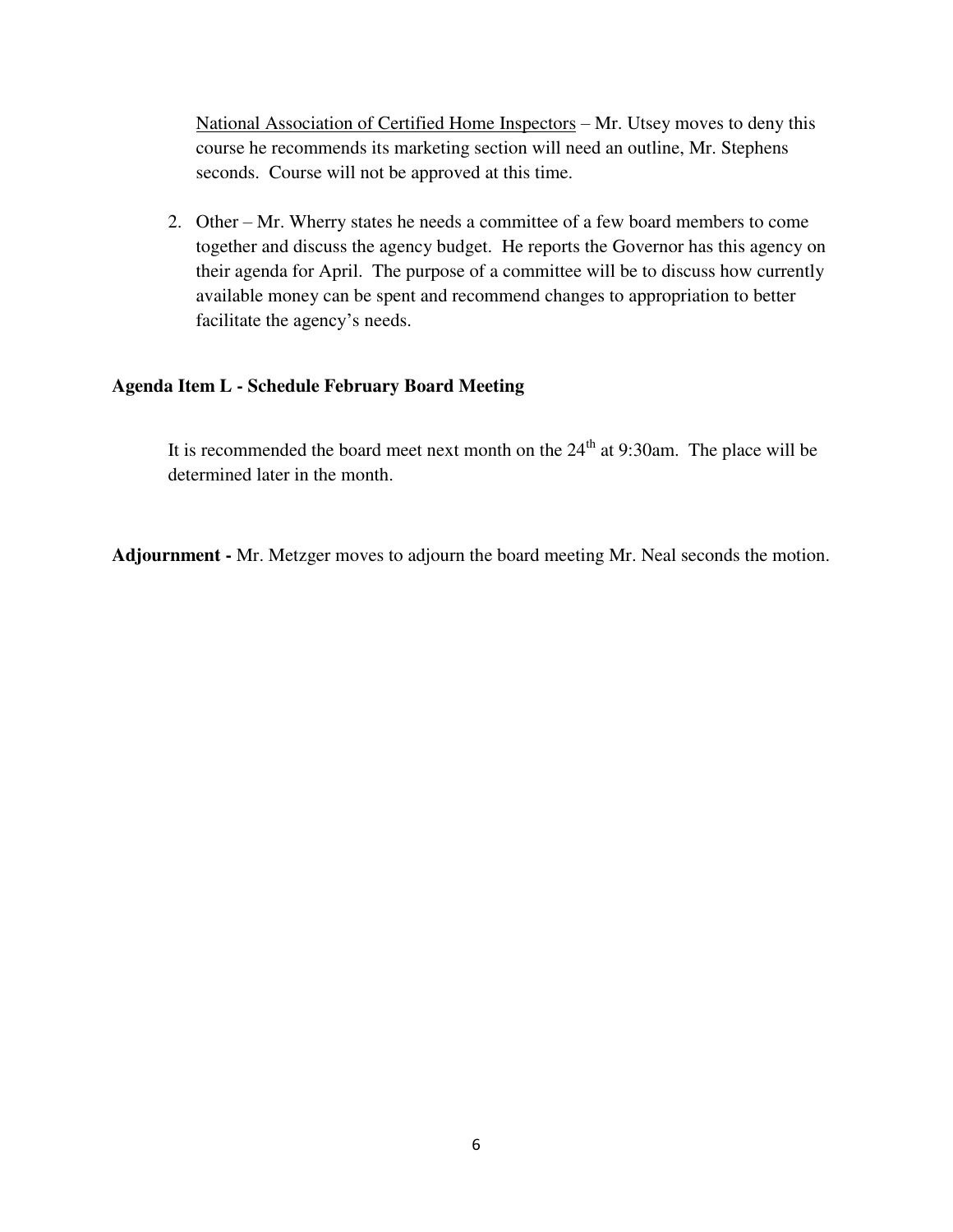National Association of Certified Home Inspectors – Mr. Utsey moves to deny this course he recommends its marketing section will need an outline, Mr. Stephens seconds. Course will not be approved at this time.

2. Other – Mr. Wherry states he needs a committee of a few board members to come together and discuss the agency budget. He reports the Governor has this agency on their agenda for April. The purpose of a committee will be to discuss how currently available money can be spent and recommend changes to appropriation to better facilitate the agency's needs.

**Agenda Item L - Schedule February Board Meeting**

It is recommended the board meet next month on the 24th at 9:30am. The place will be determined later in the month.

**Adjournment -** Mr. Metzger moves to adjourn the board meeting Mr. Neal seconds the motion.